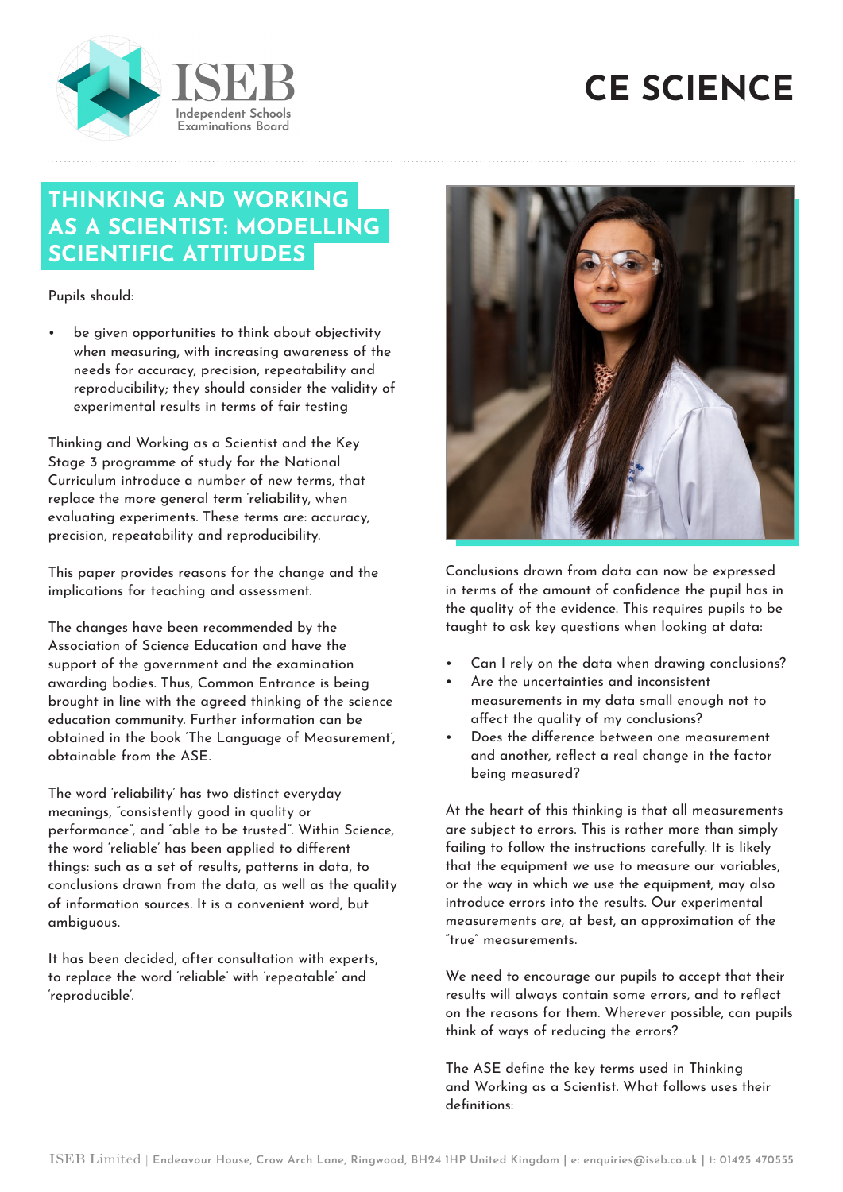# CE SCIENCE

## THINKING AND WORKING AS A SCIENTIST: MODELLING SCIENTIFIC ATTITUDES

Pupils should:

- be given opportunities to think about objectivity when measuring, with increasing awareness of the needs for accuracy, precision, repeatability and reproducibility; they should consider the validity of experimental results in terms of fair testing

Thinking and Working as a Scientist and the Key Stage 3 programme of study for the National Curriculum introduce a number of new terms, that replace the more general term 'reliability, when evaluating experiments. These terms are: accuracy, precision, repeatability and reproducibility.

This paper provides reasons for the change and the implications for teaching and assessment.

The changes have been recommended by the Association of Science Education and have the support of the government and the examination awarding bodies. Thus, Common Entrance is being brought in line with the agreed thinking of the science education community. Further information can be obtained in the book 'The Language of Measurement', obtainable from the ASE.

The word 'reliability' has two distinct everyday meanings, "consistently good in quality or performance", and "able to be trusted". Within Science, the word 'reliable' has been applied to different things: such as a set of results, patterns in data, to conclusions drawn from the data, as well as the quality of information sources. It is a convenient word, but ambiguous.

It has been decided, after consultation with experts, to replace the word 'reliable' with 'repeatable' and 'reproducible'.

Conclusions drawn from data can now be expressed in terms of the amount of confidence the pupil has in the quality of the evidence. This requires pupils to be taught to ask key questions when looking at data:

- Can I rely on the data when drawing conclusions?
- Are the uncertainties and inconsistent measurements in my data small enough not to affect the quality of my conclusions?
- Does the difference between one measurement and another, reflect a real change in the factor being measured?

At the heart of this thinking is that all measurements are subject to errors. This is rather more than simply failing to follow the instructions carefully. It is likely that the equipment we use to measure our variables, or the way in which we use the equipment, may also introduce errors into the results. Our experimental measurements are, at best, an approximation of the "true" measurements.

We need to encourage our pupils to accept that their results will always contain some errors, and to reflect on the reasons for them. Wherever possible, can pupils think of ways of reducing the errors?

The ASE define the key terms used in Thinking and Working as a Scientist. What follows uses their definitions: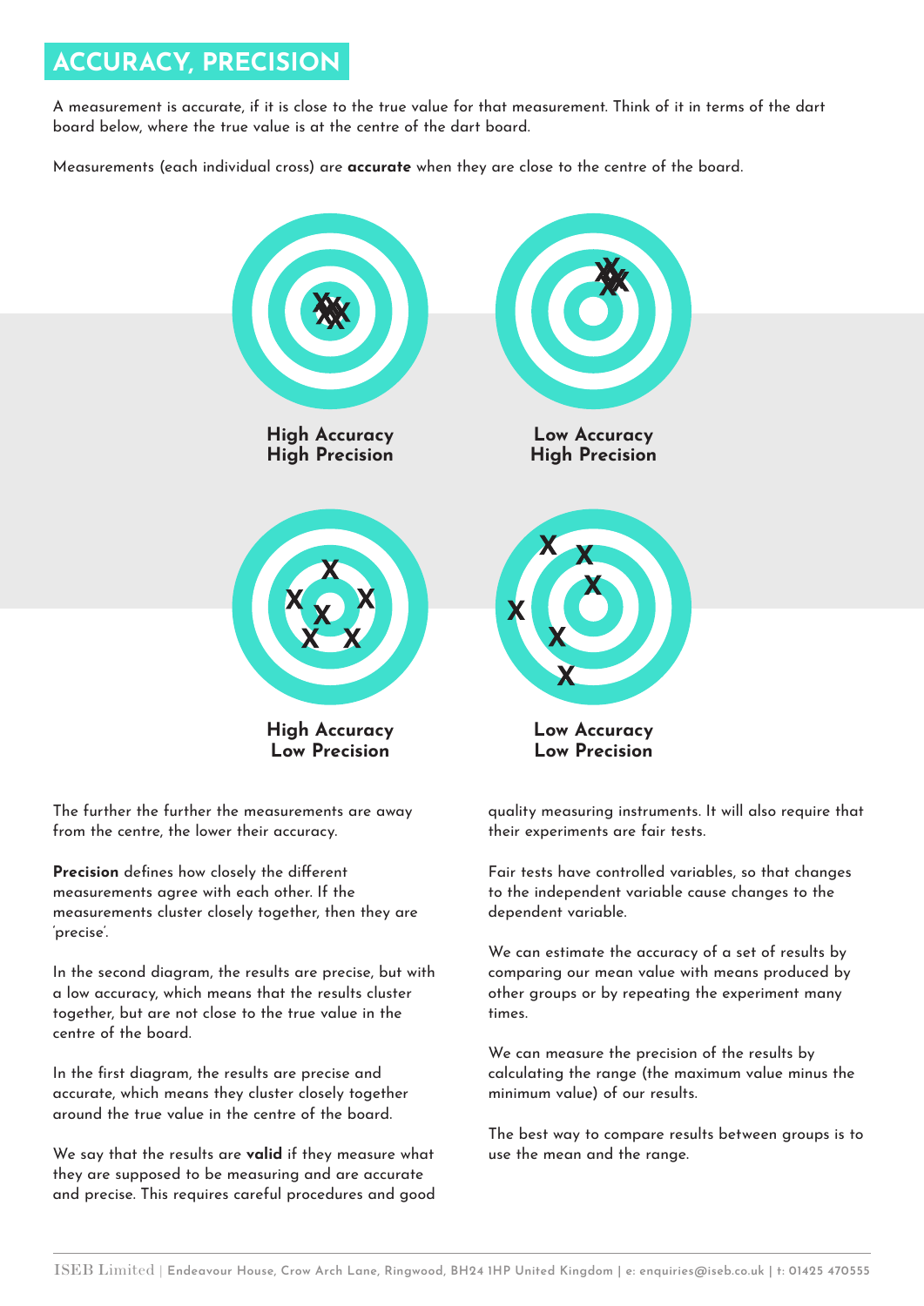# ACCURACY, PRECISION

A measurement is accurate, if it is close to the true value for that measurement. Think of it in terms of the dart board below, where the true value is at the centre of the dart board.

Measurements (each individual cross) are **accurate** when they are close to the centre of the board.

**High Accuracy High Precision**

**Low Accuracy High Precision**

**High Accuracy Low Precision**

**Low Accuracy Low Precision**

The further the further the measurements are away from the centre, the lower their accuracy.

**Precision** defines how closely the different measurements agree with each other. If the measurements cluster closely together, then they are 'precise'.

In the second diagram, the results are precise, but with a low accuracy, which means that the results cluster together, but are not close to the true value in the centre of the board.

In the first diagram, the results are precise and accurate, which means they cluster closely together around the true value in the centre of the board.

We say that the results are **valid** if they measure what they are supposed to be measuring and are accurate and precise. This requires careful procedures and good quality measuring instruments. It will also require that their experiments are fair tests.

Fair tests have controlled variables, so that changes to the independent variable cause changes to the dependent variable.

We can estimate the accuracy of a set of results by comparing our mean value with means produced by other groups or by repeating the experiment many times.

We can measure the precision of the results by calculating the range (the maximum value minus the minimum value) of our results.

The best way to compare results between groups is to use the mean and the range.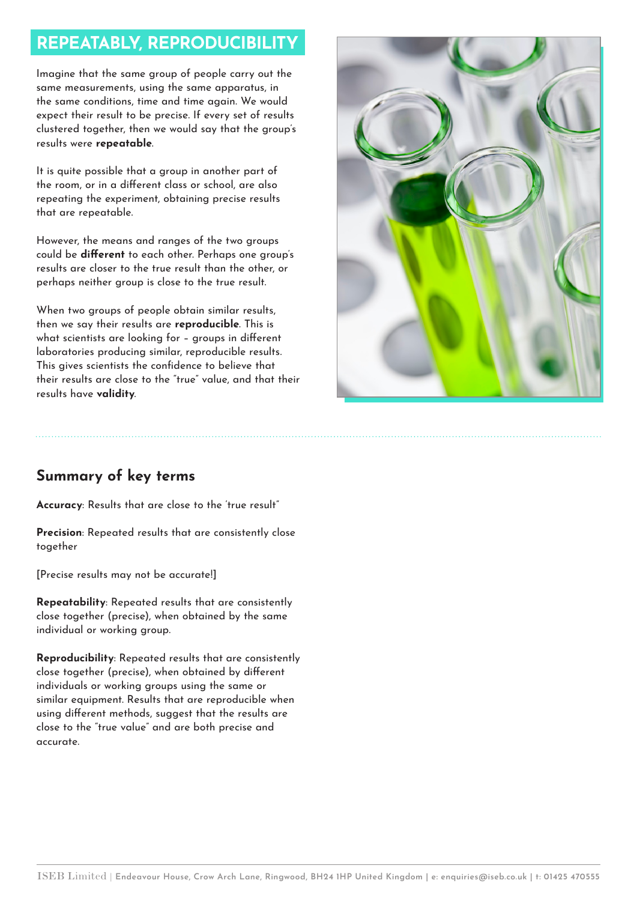## REPEATABLY, REPRODUCIBILITY

Imagine that the same group of people carry out the same measurements, using the same apparatus, in the same conditions, time and time again. We would expect their result to be precise. If every set of results clustered together, then we would say that the group's results were **repeatable**.

It is quite possible that a group in another part of the room, or in a different class or school, are also repeating the experiment, obtaining precise results that are repeatable.

However, the means and ranges of the two groups could be **different** to each other. Perhaps one group's results are closer to the true result than the other, or perhaps neither group is close to the true result.

When two groups of people obtain similar results, then we say their results are **reproducible**. This is what scientists are looking for – groups in different laboratories producing similar, reproducible results. This gives scientists the confidence to believe that their results are close to the "true" value, and that their results have **validity**.

## Summary of key terms

**Accuracy**: Results that are close to the 'true result"

**Precision**: Repeated results that are consistently close together

[Precise results may not be accurate!]

**Repeatability**: Repeated results that are consistently close together (precise), when obtained by the same individual or working group.

**Reproducibility**: Repeated results that are consistently close together (precise), when obtained by different individuals or working groups using the same or similar equipment. Results that are reproducible when using different methods, suggest that the results are close to the "true value" and are both precise and accurate.